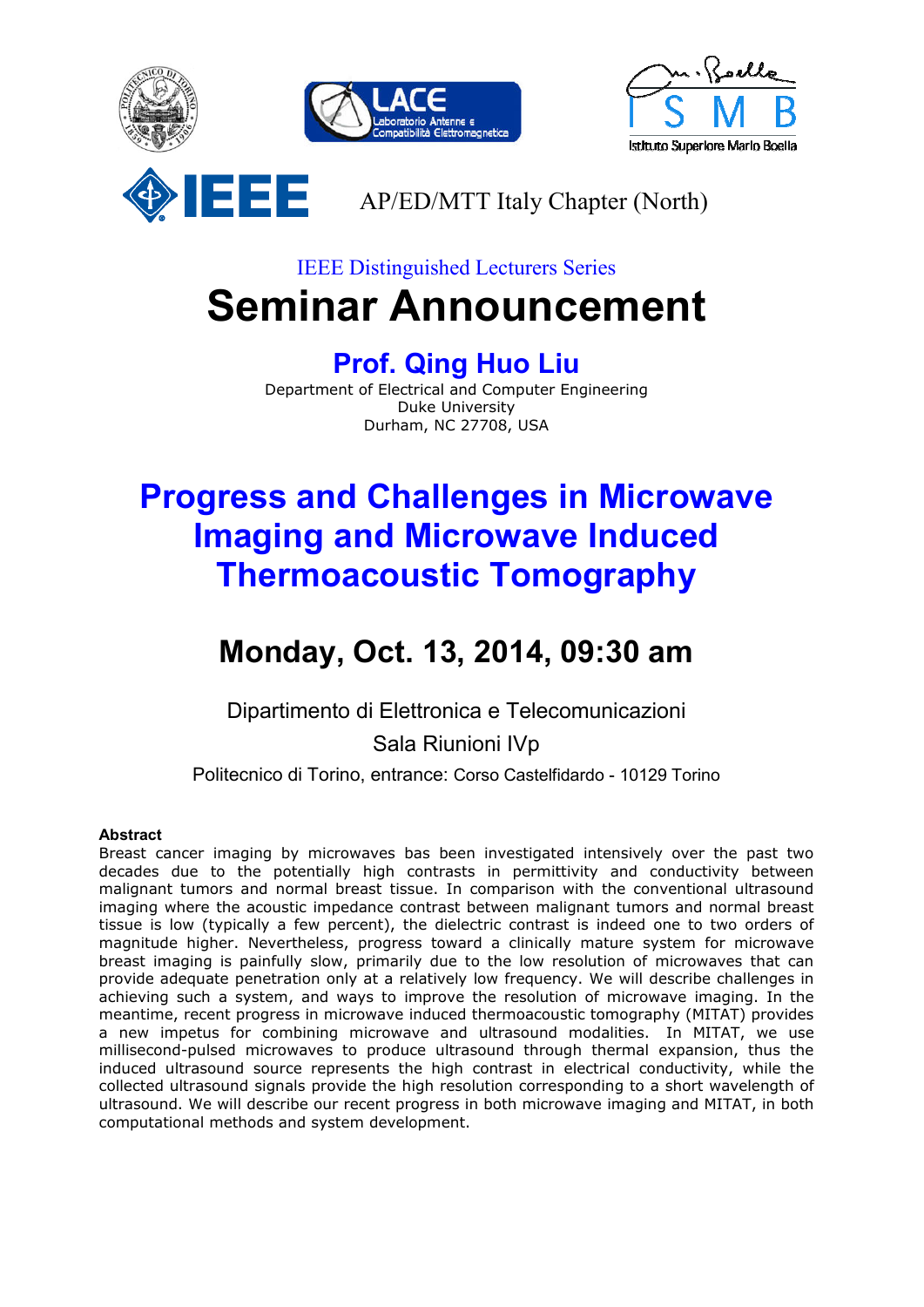AP/ED/MTT Italy Chapter (North)

IEEE Distinguished Lecturers Series

# Seminar Announcement

## Prof. Qing Huo Liu

Department of Electrical and Computer Engineering
Duke University
Durham, NC 27708, USA

# Progress and Challenges in Microwave Imaging and Microwave Induced Thermoacoustic Tomography

## Monday, Oct. 13, 2014, 09:30 am

Dipartimento di Elettronica e Telecomunicazioni

Sala Riunioni IVp

Politecnico di Torino, entrance: Corso Castelfidardo - 10129 Torino

**Abstract**

Breast cancer imaging by microwaves bas been investigated intensively over the past two decades due to the potentially high contrasts in permittivity and conductivity between malignant tumors and normal breast tissue. In comparison with the conventional ultrasound imaging where the acoustic impedance contrast between malignant tumors and normal breast tissue is low (typically a few percent), the dielectric contrast is indeed one to two orders of magnitude higher. Nevertheless, progress toward a clinically mature system for microwave breast imaging is painfully slow, primarily due to the low resolution of microwaves that can provide adequate penetration only at a relatively low frequency. We will describe challenges in achieving such a system, and ways to improve the resolution of microwave imaging. In the meantime, recent progress in microwave induced thermoacoustic tomography (MITAT) provides a new impetus for combining microwave and ultrasound modalities. In MITAT, we use millisecond-pulsed microwaves to produce ultrasound through thermal expansion, thus the induced ultrasound source represents the high contrast in electrical conductivity, while the collected ultrasound signals provide the high resolution corresponding to a short wavelength of ultrasound. We will describe our recent progress in both microwave imaging and MITAT, in both computational methods and system development.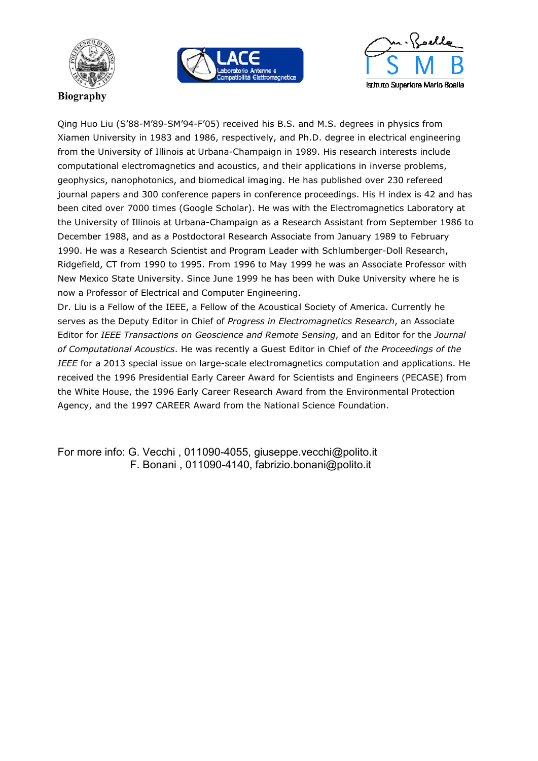**Biography**

Qing Huo Liu (S'88-M'89-SM'94-F'05) received his B.S. and M.S. degrees in physics from Xiamen University in 1983 and 1986, respectively, and Ph.D. degree in electrical engineering from the University of Illinois at Urbana-Champaign in 1989. His research interests include computational electromagnetics and acoustics, and their applications in inverse problems, geophysics, nanophotonics, and biomedical imaging. He has published over 230 refereed journal papers and 300 conference papers in conference proceedings. His H index is 42 and has been cited over 7000 times (Google Scholar). He was with the Electromagnetics Laboratory at the University of Illinois at Urbana-Champaign as a Research Assistant from September 1986 to December 1988, and as a Postdoctoral Research Associate from January 1989 to February 1990. He was a Research Scientist and Program Leader with Schlumberger-Doll Research, Ridgefield, CT from 1990 to 1995. From 1996 to May 1999 he was an Associate Professor with New Mexico State University. Since June 1999 he has been with Duke University where he is now a Professor of Electrical and Computer Engineering.

Dr. Liu is a Fellow of the IEEE, a Fellow of the Acoustical Society of America. Currently he serves as the Deputy Editor in Chief of *Progress in Electromagnetics Research*, an Associate Editor for *IEEE Transactions on Geoscience and Remote Sensing*, and an Editor for the *Journal of Computational Acoustics*. He was recently a Guest Editor in Chief of *the Proceedings of the IEEE* for a 2013 special issue on large-scale electromagnetics computation and applications. He received the 1996 Presidential Early Career Award for Scientists and Engineers (PECASE) from the White House, the 1996 Early Career Research Award from the Environmental Protection Agency, and the 1997 CAREER Award from the National Science Foundation.

For more info: G. Vecchi , 011090-4055, giuseppe.vecchi@polito.it
F. Bonani , 011090-4140, fabrizio.bonani@polito.it